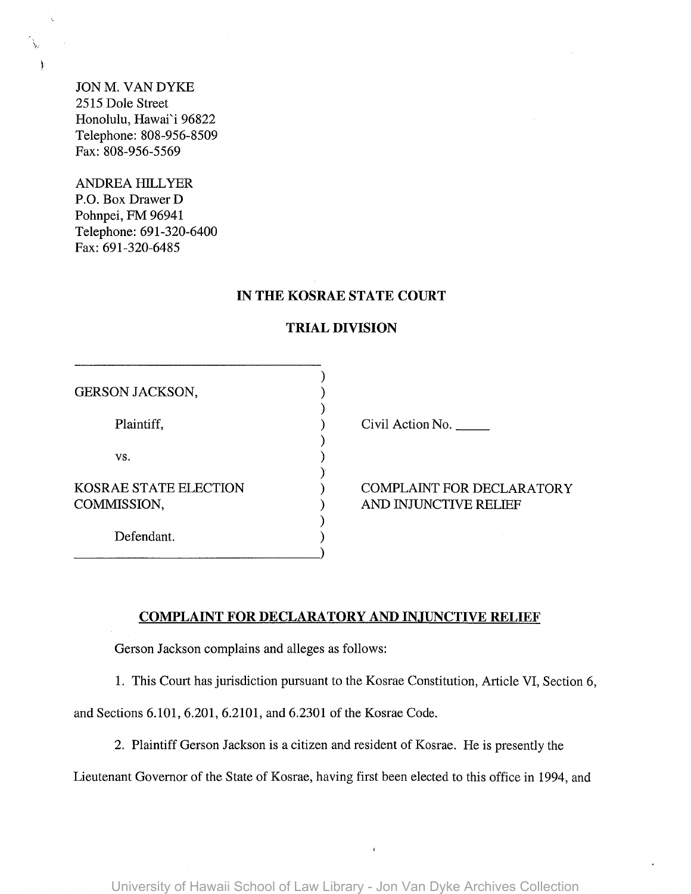JON M. VAN DYKE
2515 Dole Street
Honolulu, Hawai`i 96822
Telephone: 808-956-8509
Fax: 808-956-5569

ANDREA HILLYER
P.O. Box Drawer D
Pohnpei, FM 96941
Telephone: 691-320-6400
Fax: 691-320-6485

**IN THE KOSRAE STATE COURT**

**TRIAL DIVISION**

| | |
|---|---|
| GERSON JACKSON,<br><br>Plaintiff,<br><br>vs.<br><br>KOSRAE STATE ELECTION COMMISSION,<br><br>Defendant. | Civil Action No. \_\_\_\_\_<br><br>COMPLAINT FOR DECLARATORY AND INJUNCTIVE RELIEF |

## COMPLAINT FOR DECLARATORY AND INJUNCTIVE RELIEF

Gerson Jackson complains and alleges as follows:

1. This Court has jurisdiction pursuant to the Kosrae Constitution, Article VI, Section 6, and Sections 6.101, 6.201, 6.2101, and 6.2301 of the Kosrae Code.

2. Plaintiff Gerson Jackson is a citizen and resident of Kosrae. He is presently the Lieutenant Governor of the State of Kosrae, having first been elected to this office in 1994, and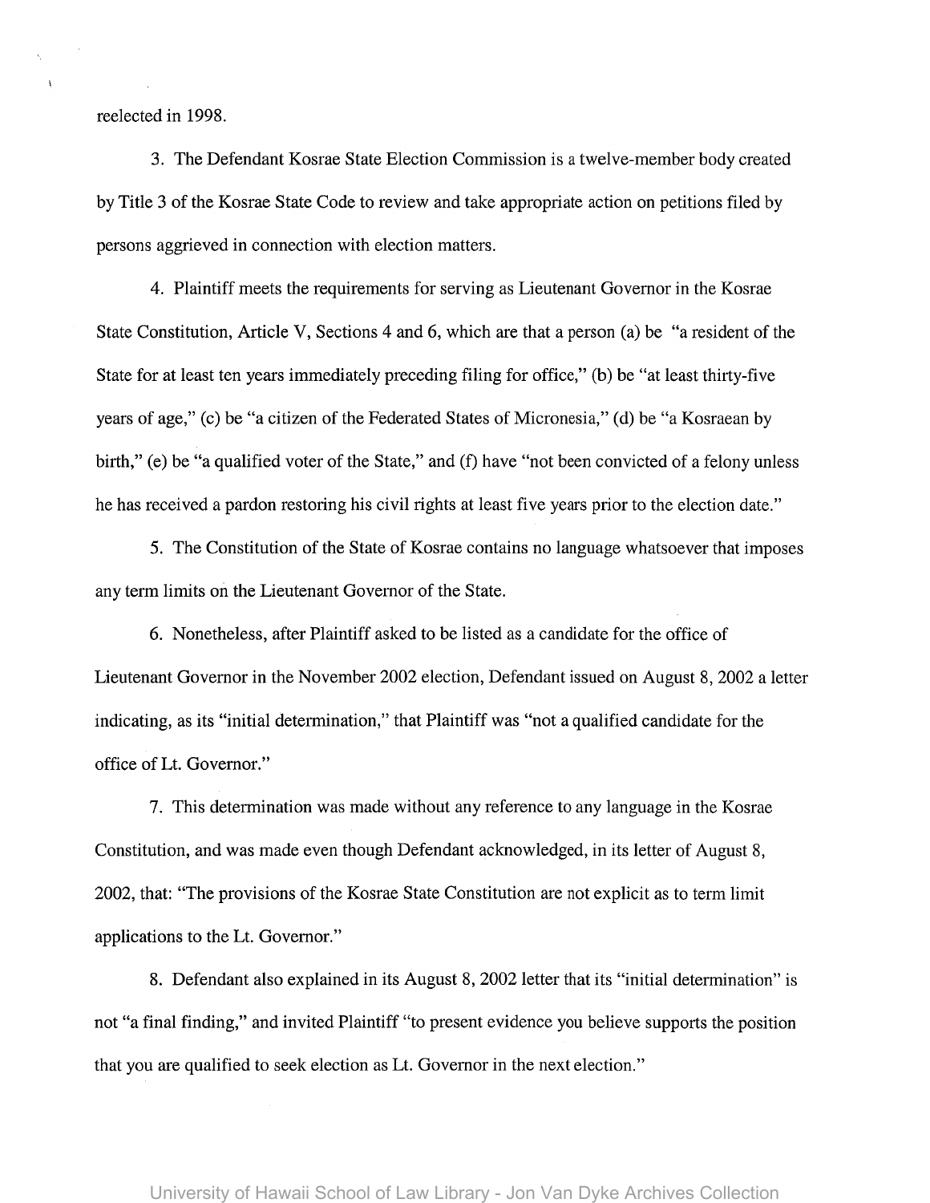reelected in 1998.

3. The Defendant Kosrae State Election Commission is a twelve-member body created by Title 3 of the Kosrae State Code to review and take appropriate action on petitions filed by persons aggrieved in connection with election matters.

4. Plaintiff meets the requirements for serving as Lieutenant Governor in the Kosrae State Constitution, Article V, Sections 4 and 6, which are that a person (a) be "a resident of the State for at least ten years immediately preceding filing for office," (b) be "at least thirty-five years of age," (c) be "a citizen of the Federated States of Micronesia," (d) be "a Kosraean by birth," (e) be "a qualified voter of the State," and (f) have "not been convicted of a felony unless he has received a pardon restoring his civil rights at least five years prior to the election date."

5. The Constitution of the State of Kosrae contains no language whatsoever that imposes any term limits on the Lieutenant Governor of the State.

6. Nonetheless, after Plaintiff asked to be listed as a candidate for the office of Lieutenant Governor in the November 2002 election, Defendant issued on August 8, 2002 a letter indicating, as its "initial determination," that Plaintiff was "not a qualified candidate for the office of Lt. Governor."

7. This determination was made without any reference to any language in the Kosrae Constitution, and was made even though Defendant acknowledged, in its letter of August 8, 2002, that: "The provisions of the Kosrae State Constitution are not explicit as to term limit applications to the Lt. Governor."

8. Defendant also explained in its August 8, 2002 letter that its "initial determination" is not "a final finding," and invited Plaintiff "to present evidence you believe supports the position that you are qualified to seek election as Lt. Governor in the next election."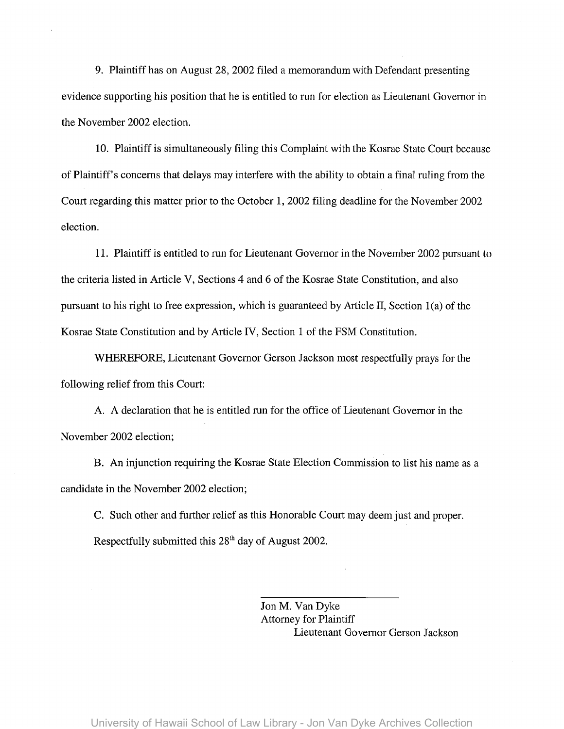9. Plaintiff has on August 28, 2002 filed a memorandum with Defendant presenting evidence supporting his position that he is entitled to run for election as Lieutenant Governor in the November 2002 election.

10. Plaintiff is simultaneously filing this Complaint with the Kosrae State Court because of Plaintiff's concerns that delays may interfere with the ability to obtain a final ruling from the Court regarding this matter prior to the October 1, 2002 filing deadline for the November 2002 election.

11. Plaintiff is entitled to run for Lieutenant Governor in the November 2002 pursuant to the criteria listed in Article V, Sections 4 and 6 of the Kosrae State Constitution, and also pursuant to his right to free expression, which is guaranteed by Article II, Section 1(a) of the Kosrae State Constitution and by Article IV, Section 1 of the FSM Constitution.

WHEREFORE, Lieutenant Governor Gerson Jackson most respectfully prays for the following relief from this Court:

A. A declaration that he is entitled run for the office of Lieutenant Governor in the November 2002 election;

B. An injunction requiring the Kosrae State Election Commission to list his name as a candidate in the November 2002 election;

C. Such other and further relief as this Honorable Court may deem just and proper.

Respectfully submitted this 28th day of August 2002.

Jon M. Van Dyke
Attorney for Plaintiff
Lieutenant Governor Gerson Jackson